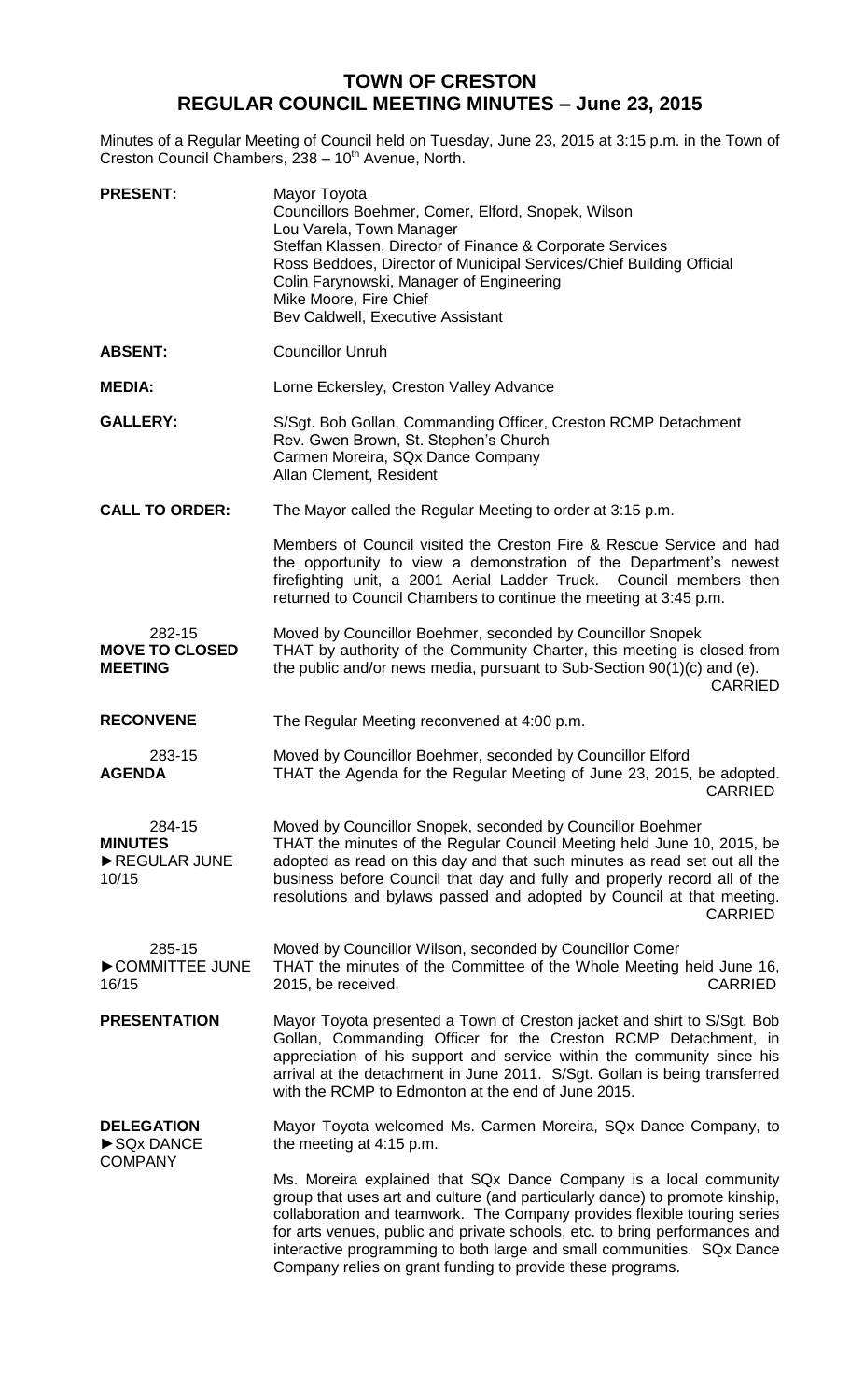# TOWN OF CRESTON
## REGULAR COUNCIL MEETING MINUTES – June 23, 2015

Minutes of a Regular Meeting of Council held on Tuesday, June 23, 2015 at 3:15 p.m. in the Town of Creston Council Chambers, 238 – 10th Avenue, North.

**PRESENT:**
Mayor Toyota
Councillors Boehmer, Comer, Elford, Snopek, Wilson
Lou Varela, Town Manager
Steffan Klassen, Director of Finance & Corporate Services
Ross Beddoes, Director of Municipal Services/Chief Building Official
Colin Farynowski, Manager of Engineering
Mike Moore, Fire Chief
Bev Caldwell, Executive Assistant

**ABSENT:** Councillor Unruh

**MEDIA:** Lorne Eckersley, Creston Valley Advance

**GALLERY:**
S/Sgt. Bob Gollan, Commanding Officer, Creston RCMP Detachment
Rev. Gwen Brown, St. Stephen's Church
Carmen Moreira, SQx Dance Company
Allan Clement, Resident

**CALL TO ORDER:** The Mayor called the Regular Meeting to order at 3:15 p.m.

Members of Council visited the Creston Fire & Rescue Service and had the opportunity to view a demonstration of the Department's newest firefighting unit, a 2001 Aerial Ladder Truck. Council members then returned to Council Chambers to continue the meeting at 3:45 p.m.

**282-15**
**MOVE TO CLOSED MEETING**

Moved by Councillor Boehmer, seconded by Councillor Snopek
THAT by authority of the Community Charter, this meeting is closed from the public and/or news media, pursuant to Sub-Section 90(1)(c) and (e).
CARRIED

**RECONVENE** The Regular Meeting reconvened at 4:00 p.m.

**283-15**
**AGENDA**

Moved by Councillor Boehmer, seconded by Councillor Elford
THAT the Agenda for the Regular Meeting of June 23, 2015, be adopted.
CARRIED

**284-15**
**MINUTES**
►REGULAR JUNE 10/15

Moved by Councillor Snopek, seconded by Councillor Boehmer
THAT the minutes of the Regular Council Meeting held June 10, 2015, be adopted as read on this day and that such minutes as read set out all the business before Council that day and fully and properly record all of the resolutions and bylaws passed and adopted by Council at that meeting.
CARRIED

**285-15**
►COMMITTEE JUNE 16/15

Moved by Councillor Wilson, seconded by Councillor Comer
THAT the minutes of the Committee of the Whole Meeting held June 16, 2015, be received.
CARRIED

**PRESENTATION**

Mayor Toyota presented a Town of Creston jacket and shirt to S/Sgt. Bob Gollan, Commanding Officer for the Creston RCMP Detachment, in appreciation of his support and service within the community since his arrival at the detachment in June 2011. S/Sgt. Gollan is being transferred with the RCMP to Edmonton at the end of June 2015.

**DELEGATION**
►SQx DANCE COMPANY

Mayor Toyota welcomed Ms. Carmen Moreira, SQx Dance Company, to the meeting at 4:15 p.m.

Ms. Moreira explained that SQx Dance Company is a local community group that uses art and culture (and particularly dance) to promote kinship, collaboration and teamwork. The Company provides flexible touring series for arts venues, public and private schools, etc. to bring performances and interactive programming to both large and small communities. SQx Dance Company relies on grant funding to provide these programs.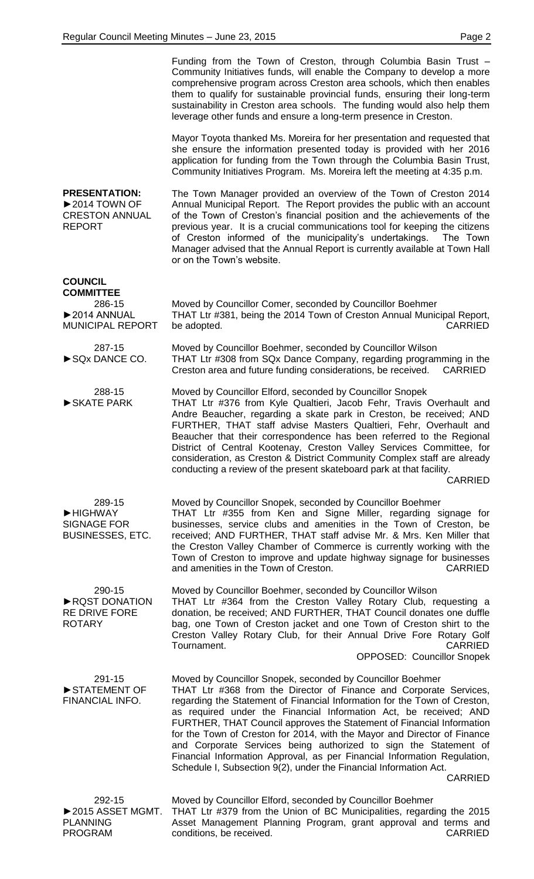Funding from the Town of Creston, through Columbia Basin Trust – Community Initiatives funds, will enable the Company to develop a more comprehensive program across Creston area schools, which then enables them to qualify for sustainable provincial funds, ensuring their long-term sustainability in Creston area schools. The funding would also help them leverage other funds and ensure a long-term presence in Creston.

Mayor Toyota thanked Ms. Moreira for her presentation and requested that she ensure the information presented today is provided with her 2016 application for funding from the Town through the Columbia Basin Trust, Community Initiatives Program. Ms. Moreira left the meeting at 4:35 p.m.

**PRESENTATION:**
►2014 TOWN OF CRESTON ANNUAL REPORT

The Town Manager provided an overview of the Town of Creston 2014 Annual Municipal Report. The Report provides the public with an account of the Town of Creston's financial position and the achievements of the previous year. It is a crucial communications tool for keeping the citizens of Creston informed of the municipality's undertakings. The Town Manager advised that the Annual Report is currently available at Town Hall or on the Town's website.

**COUNCIL COMMITTEE**

286-15
►2014 ANNUAL MUNICIPAL REPORT

Moved by Councillor Comer, seconded by Councillor Boehmer
THAT Ltr #381, being the 2014 Town of Creston Annual Municipal Report, be adopted. CARRIED

287-15
►SQx DANCE CO.

Moved by Councillor Boehmer, seconded by Councillor Wilson
THAT Ltr #308 from SQx Dance Company, regarding programming in the Creston area and future funding considerations, be received. CARRIED

288-15
►SKATE PARK

Moved by Councillor Elford, seconded by Councillor Snopek
THAT Ltr #376 from Kyle Qualtieri, Jacob Fehr, Travis Overhault and Andre Beaucher, regarding a skate park in Creston, be received; AND FURTHER, THAT staff advise Masters Qualtieri, Fehr, Overhault and Beaucher that their correspondence has been referred to the Regional District of Central Kootenay, Creston Valley Services Committee, for consideration, as Creston & District Community Complex staff are already conducting a review of the present skateboard park at that facility.
CARRIED

289-15
►HIGHWAY SIGNAGE FOR BUSINESSES, ETC.

Moved by Councillor Snopek, seconded by Councillor Boehmer
THAT Ltr #355 from Ken and Signe Miller, regarding signage for businesses, service clubs and amenities in the Town of Creston, be received; AND FURTHER, THAT staff advise Mr. & Mrs. Ken Miller that the Creston Valley Chamber of Commerce is currently working with the Town of Creston to improve and update highway signage for businesses and amenities in the Town of Creston. CARRIED

290-15
►RQST DONATION RE DRIVE FORE ROTARY

Moved by Councillor Boehmer, seconded by Councillor Wilson
THAT Ltr #364 from the Creston Valley Rotary Club, requesting a donation, be received; AND FURTHER, THAT Council donates one duffle bag, one Town of Creston jacket and one Town of Creston shirt to the Creston Valley Rotary Club, for their Annual Drive Fore Rotary Golf Tournament. CARRIED
OPPOSED: Councillor Snopek

291-15
►STATEMENT OF FINANCIAL INFO.

Moved by Councillor Snopek, seconded by Councillor Boehmer
THAT Ltr #368 from the Director of Finance and Corporate Services, regarding the Statement of Financial Information for the Town of Creston, as required under the Financial Information Act, be received; AND FURTHER, THAT Council approves the Statement of Financial Information for the Town of Creston for 2014, with the Mayor and Director of Finance and Corporate Services being authorized to sign the Statement of Financial Information Approval, as per Financial Information Regulation, Schedule I, Subsection 9(2), under the Financial Information Act.
CARRIED

292-15
►2015 ASSET MGMT. PLANNING PROGRAM

Moved by Councillor Elford, seconded by Councillor Boehmer
THAT Ltr #379 from the Union of BC Municipalities, regarding the 2015 Asset Management Planning Program, grant approval and terms and conditions, be received. CARRIED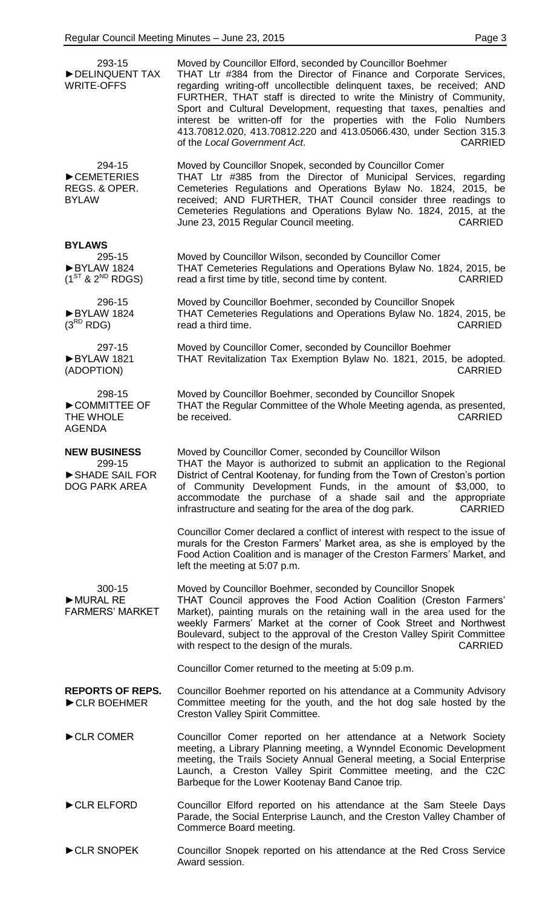293-15
►DELINQUENT TAX WRITE-OFFS

Moved by Councillor Elford, seconded by Councillor Boehmer
THAT Ltr #384 from the Director of Finance and Corporate Services, regarding writing-off uncollectible delinquent taxes, be received; AND FURTHER, THAT staff is directed to write the Ministry of Community, Sport and Cultural Development, requesting that taxes, penalties and interest be written-off for the properties with the Folio Numbers 413.70812.020, 413.70812.220 and 413.05066.430, under Section 315.3 of the *Local Government Act*. CARRIED

294-15
►CEMETERIES REGS. & OPER. BYLAW

Moved by Councillor Snopek, seconded by Councillor Comer
THAT Ltr #385 from the Director of Municipal Services, regarding Cemeteries Regulations and Operations Bylaw No. 1824, 2015, be received; AND FURTHER, THAT Council consider three readings to Cemeteries Regulations and Operations Bylaw No. 1824, 2015, at the June 23, 2015 Regular Council meeting. CARRIED

**BYLAWS**

295-15
►BYLAW 1824 (1ST & 2ND RDGS)

Moved by Councillor Wilson, seconded by Councillor Comer
THAT Cemeteries Regulations and Operations Bylaw No. 1824, 2015, be read a first time by title, second time by content. CARRIED

296-15
►BYLAW 1824 (3RD RDG)

Moved by Councillor Boehmer, seconded by Councillor Snopek
THAT Cemeteries Regulations and Operations Bylaw No. 1824, 2015, be read a third time. CARRIED

297-15
►BYLAW 1821 (ADOPTION)

Moved by Councillor Comer, seconded by Councillor Boehmer
THAT Revitalization Tax Exemption Bylaw No. 1821, 2015, be adopted. CARRIED

298-15
►COMMITTEE OF THE WHOLE AGENDA

Moved by Councillor Boehmer, seconded by Councillor Snopek
THAT the Regular Committee of the Whole Meeting agenda, as presented, be received. CARRIED

**NEW BUSINESS**

299-15
►SHADE SAIL FOR DOG PARK AREA

Moved by Councillor Comer, seconded by Councillor Wilson
THAT the Mayor is authorized to submit an application to the Regional District of Central Kootenay, for funding from the Town of Creston's portion of Community Development Funds, in the amount of $3,000, to accommodate the purchase of a shade sail and the appropriate infrastructure and seating for the area of the dog park. CARRIED

Councillor Comer declared a conflict of interest with respect to the issue of murals for the Creston Farmers' Market area, as she is employed by the Food Action Coalition and is manager of the Creston Farmers' Market, and left the meeting at 5:07 p.m.

300-15
►MURAL RE FARMERS' MARKET

Moved by Councillor Boehmer, seconded by Councillor Snopek
THAT Council approves the Food Action Coalition (Creston Farmers' Market), painting murals on the retaining wall in the area used for the weekly Farmers' Market at the corner of Cook Street and Northwest Boulevard, subject to the approval of the Creston Valley Spirit Committee with respect to the design of the murals. CARRIED

Councillor Comer returned to the meeting at 5:09 p.m.

**REPORTS OF REPS.**

►CLR BOEHMER

Councillor Boehmer reported on his attendance at a Community Advisory Committee meeting for the youth, and the hot dog sale hosted by the Creston Valley Spirit Committee.

►CLR COMER

Councillor Comer reported on her attendance at a Network Society meeting, a Library Planning meeting, a Wynndel Economic Development meeting, the Trails Society Annual General meeting, a Social Enterprise Launch, a Creston Valley Spirit Committee meeting, and the C2C Barbeque for the Lower Kootenay Band Canoe trip.

►CLR ELFORD

Councillor Elford reported on his attendance at the Sam Steele Days Parade, the Social Enterprise Launch, and the Creston Valley Chamber of Commerce Board meeting.

►CLR SNOPEK

Councillor Snopek reported on his attendance at the Red Cross Service Award session.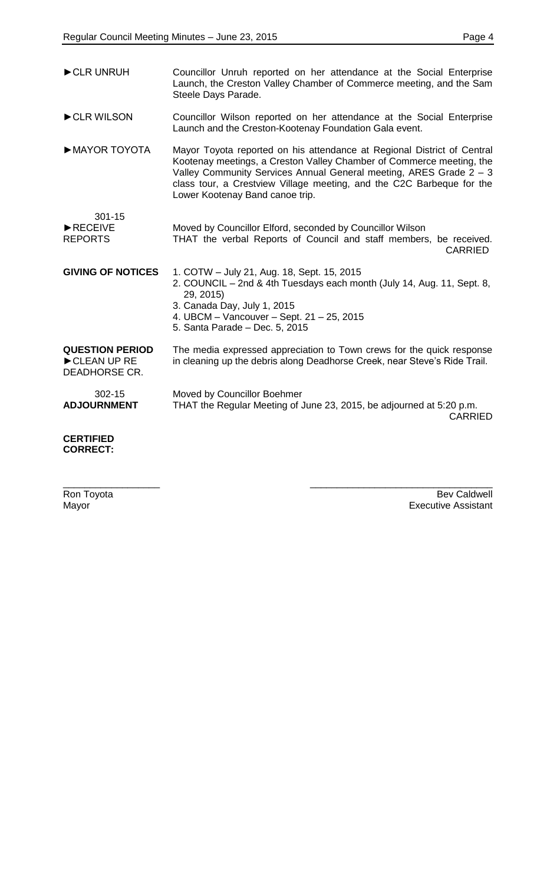►CLR UNRUH
Councillor Unruh reported on her attendance at the Social Enterprise Launch, the Creston Valley Chamber of Commerce meeting, and the Sam Steele Days Parade.

►CLR WILSON
Councillor Wilson reported on her attendance at the Social Enterprise Launch and the Creston-Kootenay Foundation Gala event.

►MAYOR TOYOTA
Mayor Toyota reported on his attendance at Regional District of Central Kootenay meetings, a Creston Valley Chamber of Commerce meeting, the Valley Community Services Annual General meeting, ARES Grade 2 – 3 class tour, a Crestview Village meeting, and the C2C Barbeque for the Lower Kootenay Band canoe trip.

301-15
►RECEIVE REPORTS
Moved by Councillor Elford, seconded by Councillor Wilson
THAT the verbal Reports of Council and staff members, be received.
CARRIED

**GIVING OF NOTICES**

1. COTW – July 21, Aug. 18, Sept. 15, 2015
2. COUNCIL – 2nd & 4th Tuesdays each month (July 14, Aug. 11, Sept. 8, 29, 2015)
3. Canada Day, July 1, 2015
4. UBCM – Vancouver – Sept. 21 – 25, 2015
5. Santa Parade – Dec. 5, 2015

**QUESTION PERIOD**
►CLEAN UP RE DEADHORSE CR.
The media expressed appreciation to Town crews for the quick response in cleaning up the debris along Deadhorse Creek, near Steve's Ride Trail.

302-15
**ADJOURNMENT**
Moved by Councillor Boehmer
THAT the Regular Meeting of June 23, 2015, be adjourned at 5:20 p.m.
CARRIED

**CERTIFIED CORRECT:**

\_\_\_\_\_\_\_\_\_\_\_\_\_\_\_\_\_\_\_\_
Ron Toyota
Mayor

\_\_\_\_\_\_\_\_\_\_\_\_\_\_\_\_\_\_\_\_
Bev Caldwell
Executive Assistant